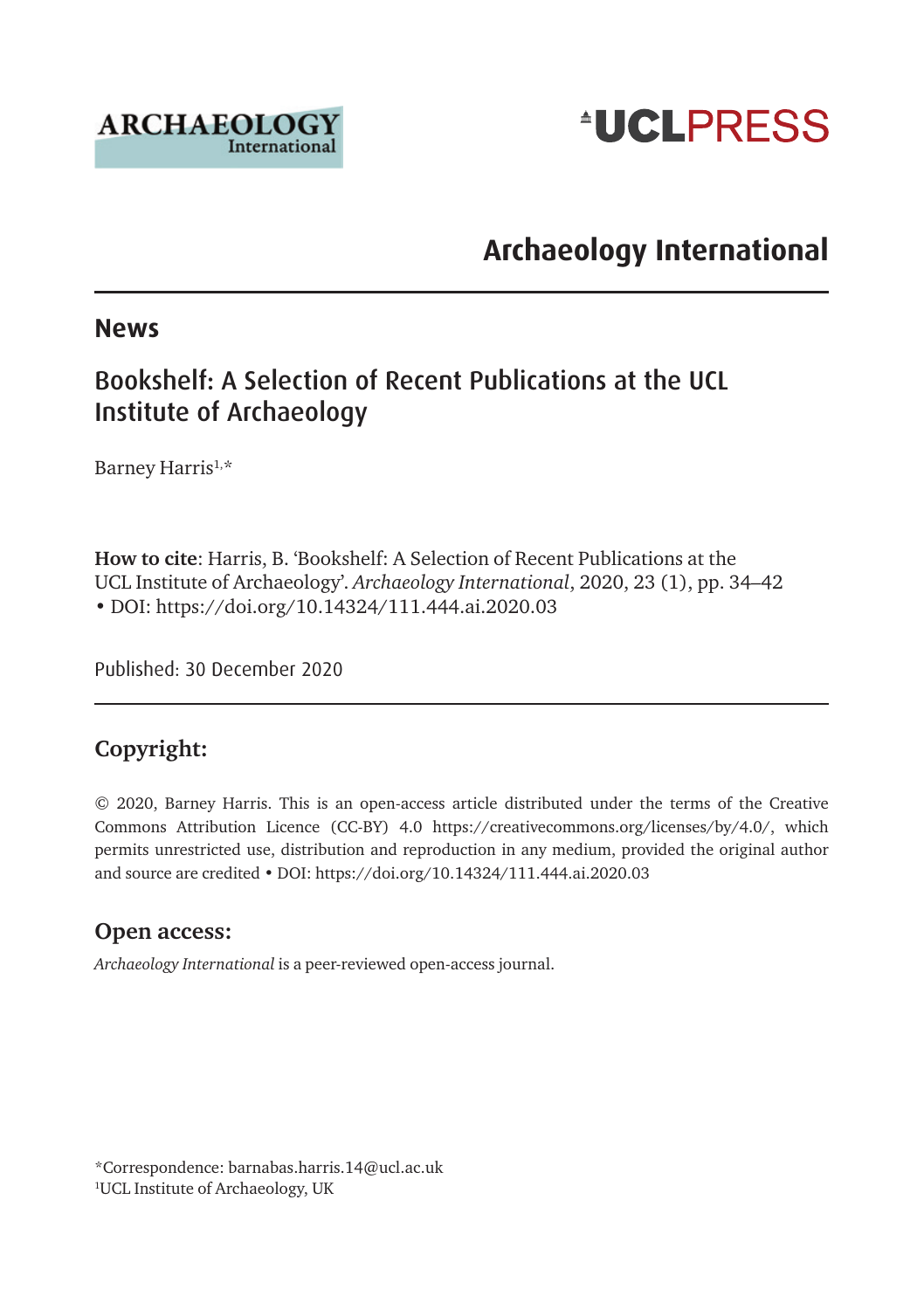# Archaeology International

## News

## Bookshelf: A Selection of Recent Publications at the UCL Institute of Archaeology

Barney Harris[1,*]

**How to cite**: Harris, B. 'Bookshelf: A Selection of Recent Publications at the UCL Institute of Archaeology'. *Archaeology International*, 2020, 23 (1), pp. 34–42 • DOI: https://doi.org/10.14324/111.444.ai.2020.03

Published: 30 December 2020

### Copyright:

© 2020, Barney Harris. This is an open-access article distributed under the terms of the Creative Commons Attribution Licence (CC-BY) 4.0 https://creativecommons.org/licenses/by/4.0/, which permits unrestricted use, distribution and reproduction in any medium, provided the original author and source are credited • DOI: https://doi.org/10.14324/111.444.ai.2020.03

### Open access:

*Archaeology International* is a peer-reviewed open-access journal.

*Correspondence: barnabas.harris.14@ucl.ac.uk
[1]UCL Institute of Archaeology, UK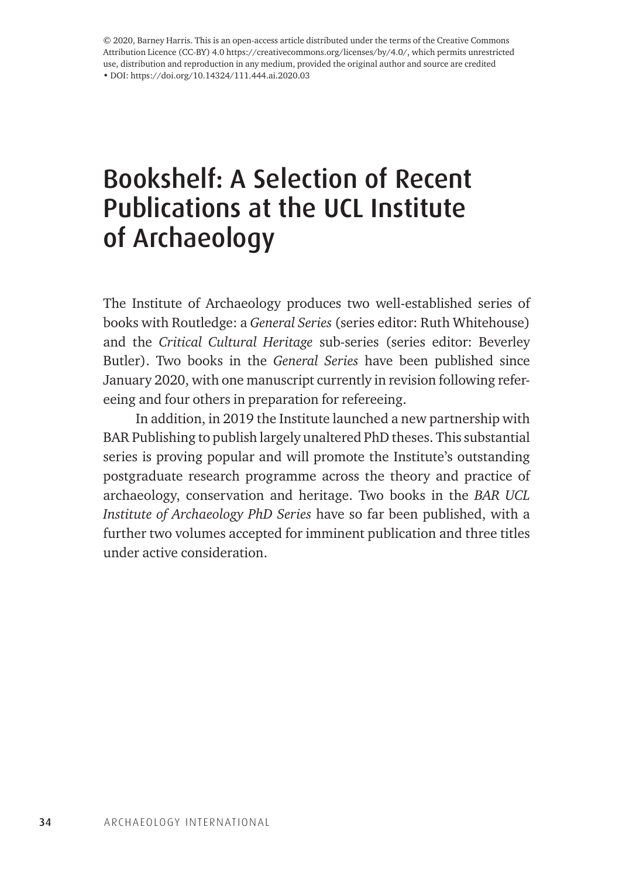© 2020, Barney Harris. This is an open-access article distributed under the terms of the Creative Commons Attribution Licence (CC-BY) 4.0 https://creativecommons.org/licenses/by/4.0/, which permits unrestricted use, distribution and reproduction in any medium, provided the original author and source are credited • DOI: https://doi.org/10.14324/111.444.ai.2020.03

# Bookshelf: A Selection of Recent Publications at the UCL Institute of Archaeology

The Institute of Archaeology produces two well-established series of books with Routledge: a *General Series* (series editor: Ruth Whitehouse) and the *Critical Cultural Heritage* sub-series (series editor: Beverley Butler). Two books in the *General Series* have been published since January 2020, with one manuscript currently in revision following refereeing and four others in preparation for refereeing.

In addition, in 2019 the Institute launched a new partnership with BAR Publishing to publish largely unaltered PhD theses. This substantial series is proving popular and will promote the Institute's outstanding postgraduate research programme across the theory and practice of archaeology, conservation and heritage. Two books in the *BAR UCL Institute of Archaeology PhD Series* have so far been published, with a further two volumes accepted for imminent publication and three titles under active consideration.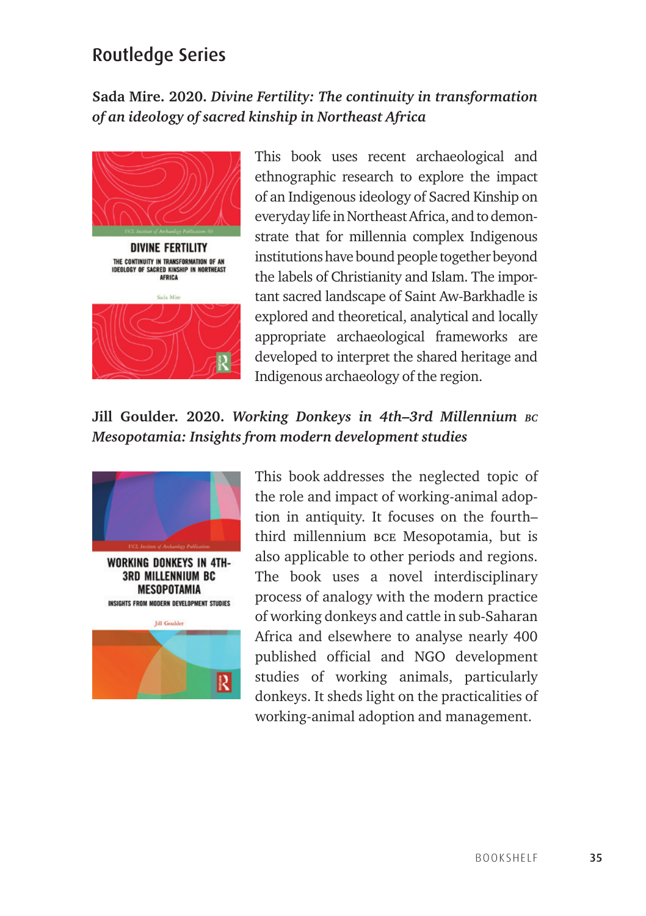## Routledge Series

**Sada Mire. 2020. *Divine Fertility: The continuity in transformation of an ideology of sacred kinship in Northeast Africa***

This book uses recent archaeological and ethnographic research to explore the impact of an Indigenous ideology of Sacred Kinship on everyday life in Northeast Africa, and to demonstrate that for millennia complex Indigenous institutions have bound people together beyond the labels of Christianity and Islam. The important sacred landscape of Saint Aw-Barkhadle is explored and theoretical, analytical and locally appropriate archaeological frameworks are developed to interpret the shared heritage and Indigenous archaeology of the region.

**Jill Goulder. 2020. *Working Donkeys in 4th–3rd Millennium BC Mesopotamia: Insights from modern development studies***

This book addresses the neglected topic of the role and impact of working-animal adoption in antiquity. It focuses on the fourth–third millennium BCE Mesopotamia, but is also applicable to other periods and regions. The book uses a novel interdisciplinary process of analogy with the modern practice of working donkeys and cattle in sub-Saharan Africa and elsewhere to analyse nearly 400 published official and NGO development studies of working animals, particularly donkeys. It sheds light on the practicalities of working-animal adoption and management.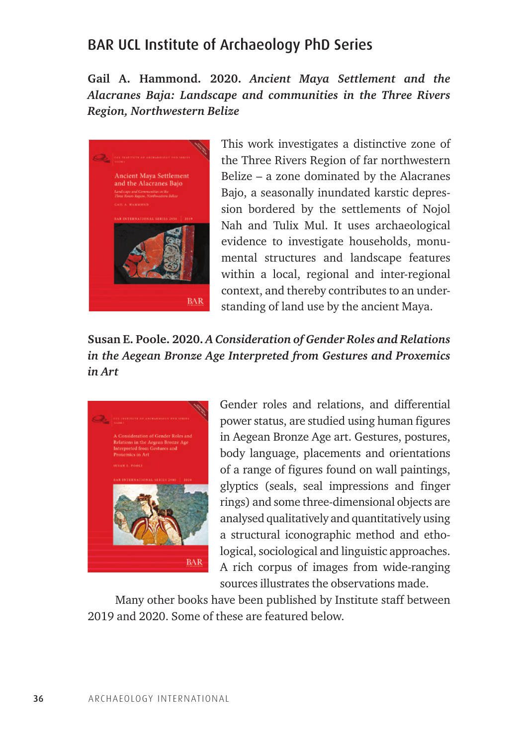## BAR UCL Institute of Archaeology PhD Series

**Gail A. Hammond. 2020. *Ancient Maya Settlement and the Alacranes Baja: Landscape and communities in the Three Rivers Region, Northwestern Belize***

This work investigates a distinctive zone of the Three Rivers Region of far northwestern Belize – a zone dominated by the Alacranes Bajo, a seasonally inundated karstic depression bordered by the settlements of Nojol Nah and Tulix Mul. It uses archaeological evidence to investigate households, monumental structures and landscape features within a local, regional and inter-regional context, and thereby contributes to an understanding of land use by the ancient Maya.

**Susan E. Poole. 2020. *A Consideration of Gender Roles and Relations in the Aegean Bronze Age Interpreted from Gestures and Proxemics in Art***

Gender roles and relations, and differential power status, are studied using human figures in Aegean Bronze Age art. Gestures, postures, body language, placements and orientations of a range of figures found on wall paintings, glyptics (seals, seal impressions and finger rings) and some three-dimensional objects are analysed qualitatively and quantitatively using a structural iconographic method and ethological, sociological and linguistic approaches. A rich corpus of images from wide-ranging sources illustrates the observations made.

Many other books have been published by Institute staff between 2019 and 2020. Some of these are featured below.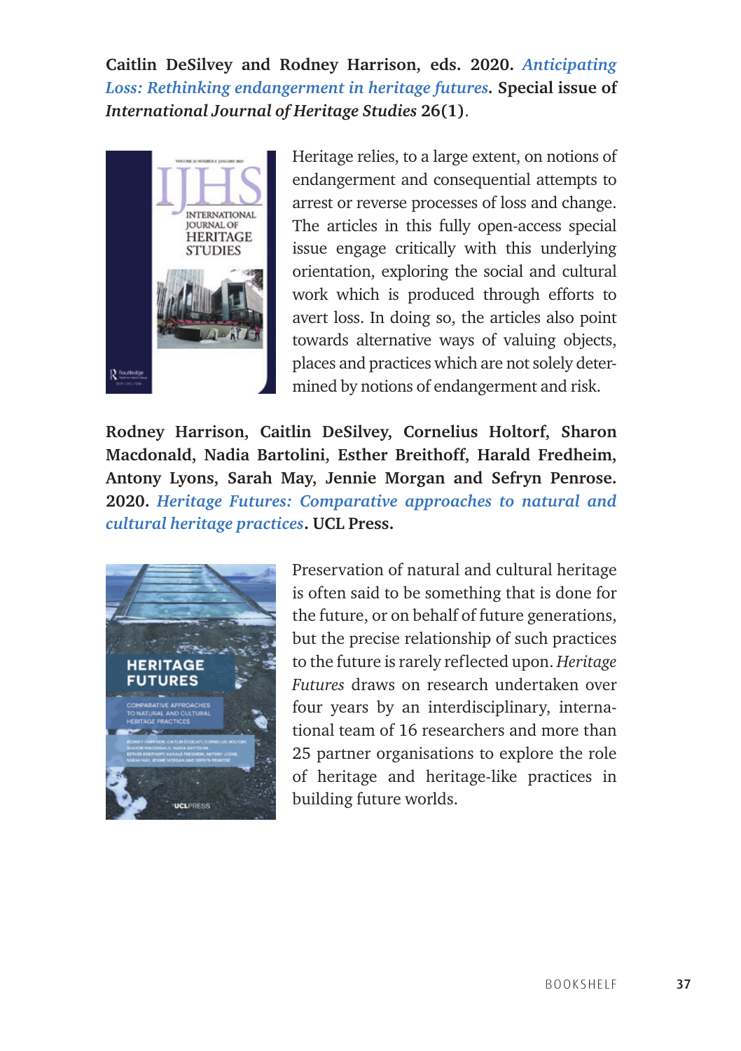**Caitlin DeSilvey and Rodney Harrison, eds. 2020.** ***Anticipating Loss: Rethinking endangerment in heritage futures*****. Special issue of** ***International Journal of Heritage Studies*** **26(1)**.

Heritage relies, to a large extent, on notions of endangerment and consequential attempts to arrest or reverse processes of loss and change. The articles in this fully open-access special issue engage critically with this underlying orientation, exploring the social and cultural work which is produced through efforts to avert loss. In doing so, the articles also point towards alternative ways of valuing objects, places and practices which are not solely determined by notions of endangerment and risk.

**Rodney Harrison, Caitlin DeSilvey, Cornelius Holtorf, Sharon Macdonald, Nadia Bartolini, Esther Breithoff, Harald Fredheim, Antony Lyons, Sarah May, Jennie Morgan and Sefryn Penrose. 2020.** ***Heritage Futures: Comparative approaches to natural and cultural heritage practices*****. UCL Press.**

Preservation of natural and cultural heritage is often said to be something that is done for the future, or on behalf of future generations, but the precise relationship of such practices to the future is rarely reflected upon. *Heritage Futures* draws on research undertaken over four years by an interdisciplinary, international team of 16 researchers and more than 25 partner organisations to explore the role of heritage and heritage-like practices in building future worlds.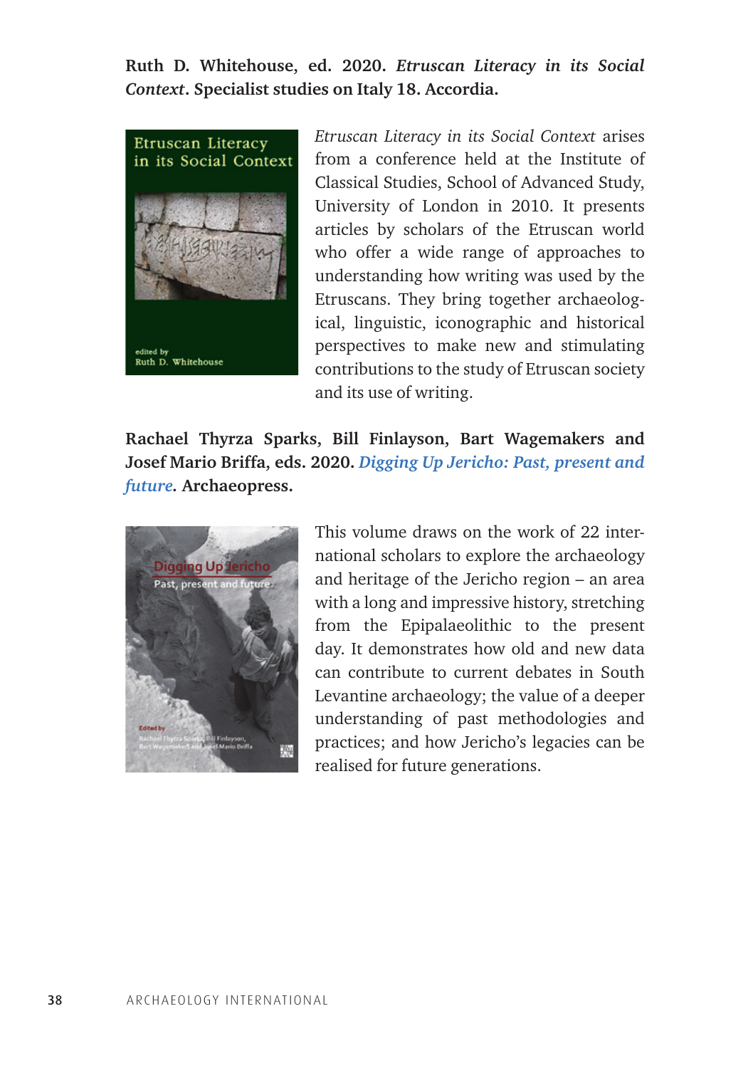**Ruth D. Whitehouse, ed. 2020. *Etruscan Literacy in its Social Context*. Specialist studies on Italy 18. Accordia.**

*Etruscan Literacy in its Social Context* arises from a conference held at the Institute of Classical Studies, School of Advanced Study, University of London in 2010. It presents articles by scholars of the Etruscan world who offer a wide range of approaches to understanding how writing was used by the Etruscans. They bring together archaeological, linguistic, iconographic and historical perspectives to make new and stimulating contributions to the study of Etruscan society and its use of writing.

**Rachael Thyrza Sparks, Bill Finlayson, Bart Wagemakers and Josef Mario Briffa, eds. 2020. *Digging Up Jericho: Past, present and future*. Archaeopress.**

This volume draws on the work of 22 international scholars to explore the archaeology and heritage of the Jericho region – an area with a long and impressive history, stretching from the Epipalaeolithic to the present day. It demonstrates how old and new data can contribute to current debates in South Levantine archaeology; the value of a deeper understanding of past methodologies and practices; and how Jericho's legacies can be realised for future generations.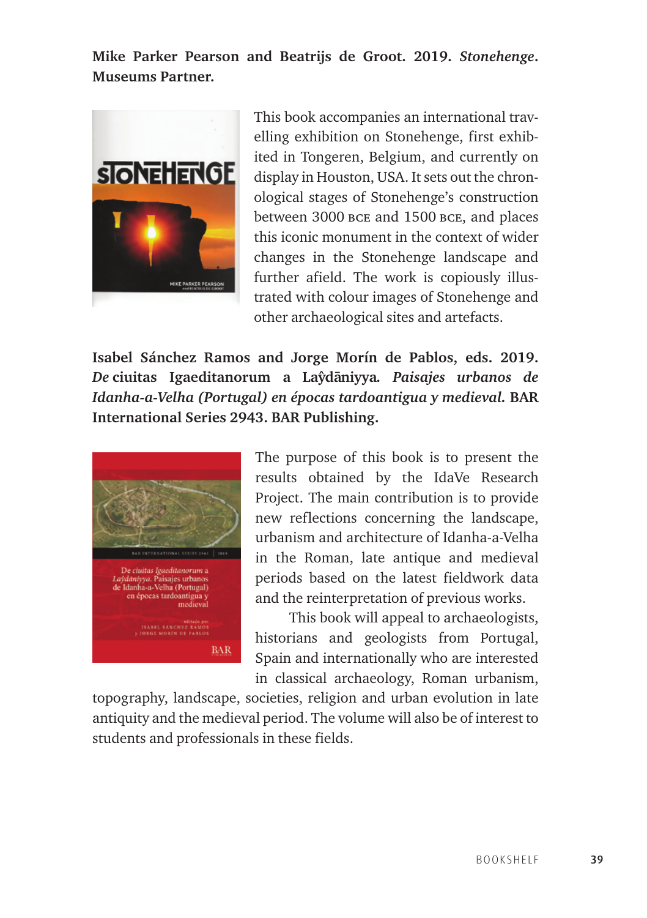**Mike Parker Pearson and Beatrijs de Groot. 2019. *Stonehenge*. Museums Partner.**

This book accompanies an international travelling exhibition on Stonehenge, first exhibited in Tongeren, Belgium, and currently on display in Houston, USA. It sets out the chronological stages of Stonehenge's construction between 3000 BCE and 1500 BCE, and places this iconic monument in the context of wider changes in the Stonehenge landscape and further afield. The work is copiously illustrated with colour images of Stonehenge and other archaeological sites and artefacts.

**Isabel Sánchez Ramos and Jorge Morín de Pablos, eds. 2019. *De* ciuitas Igaeditanorum a Laŷdāniyya. *Paisajes urbanos de Idanha-a-Velha (Portugal) en épocas tardoantigua y medieval.* BAR International Series 2943. BAR Publishing.**

The purpose of this book is to present the results obtained by the IdaVe Research Project. The main contribution is to provide new reflections concerning the landscape, urbanism and architecture of Idanha-a-Velha in the Roman, late antique and medieval periods based on the latest fieldwork data and the reinterpretation of previous works.

This book will appeal to archaeologists, historians and geologists from Portugal, Spain and internationally who are interested in classical archaeology, Roman urbanism, topography, landscape, societies, religion and urban evolution in late antiquity and the medieval period. The volume will also be of interest to students and professionals in these fields.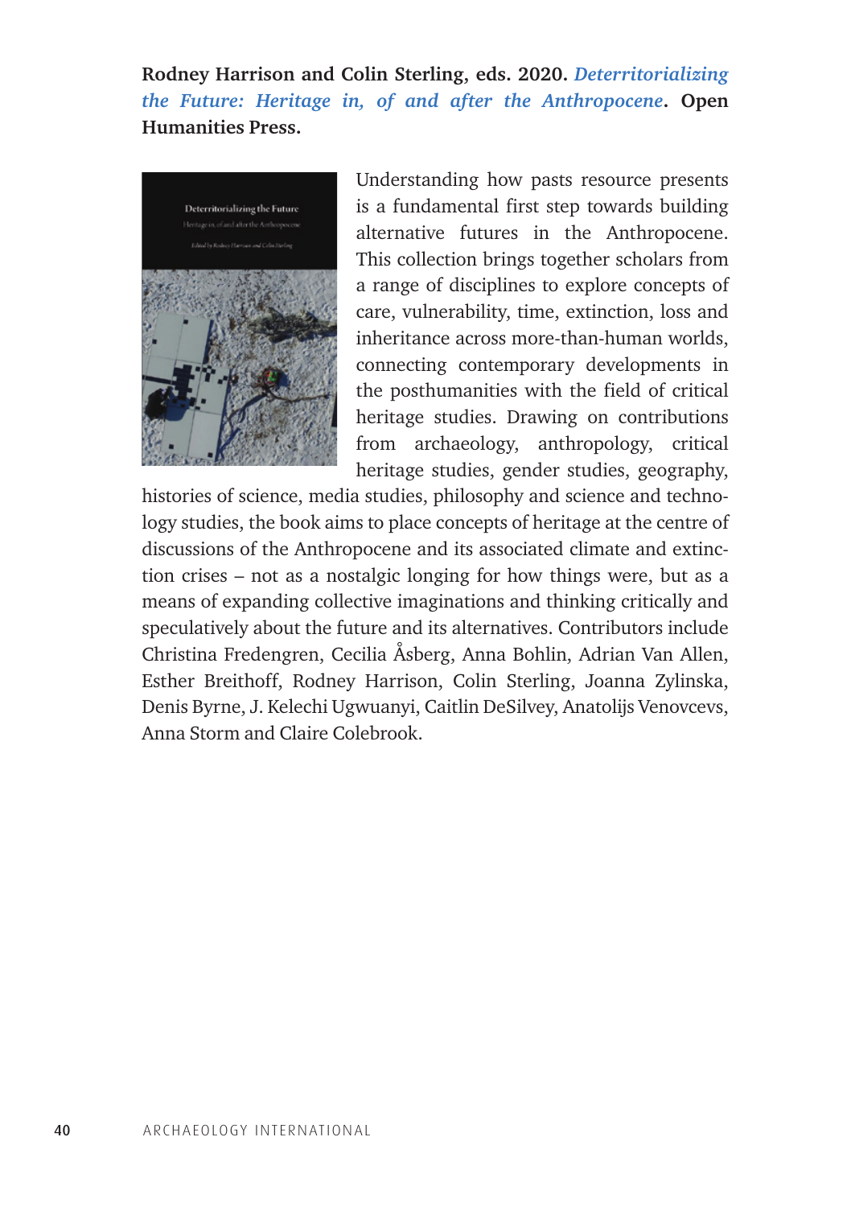**Rodney Harrison and Colin Sterling, eds. 2020.** ***Deterritorializing the Future: Heritage in, of and after the Anthropocene*****. Open Humanities Press.**

Understanding how pasts resource presents is a fundamental first step towards building alternative futures in the Anthropocene. This collection brings together scholars from a range of disciplines to explore concepts of care, vulnerability, time, extinction, loss and inheritance across more-than-human worlds, connecting contemporary developments in the posthumanities with the field of critical heritage studies. Drawing on contributions from archaeology, anthropology, critical heritage studies, gender studies, geography, histories of science, media studies, philosophy and science and technology studies, the book aims to place concepts of heritage at the centre of discussions of the Anthropocene and its associated climate and extinction crises – not as a nostalgic longing for how things were, but as a means of expanding collective imaginations and thinking critically and speculatively about the future and its alternatives. Contributors include Christina Fredengren, Cecilia Åsberg, Anna Bohlin, Adrian Van Allen, Esther Breithoff, Rodney Harrison, Colin Sterling, Joanna Zylinska, Denis Byrne, J. Kelechi Ugwuanyi, Caitlin DeSilvey, Anatolijs Venovcevs, Anna Storm and Claire Colebrook.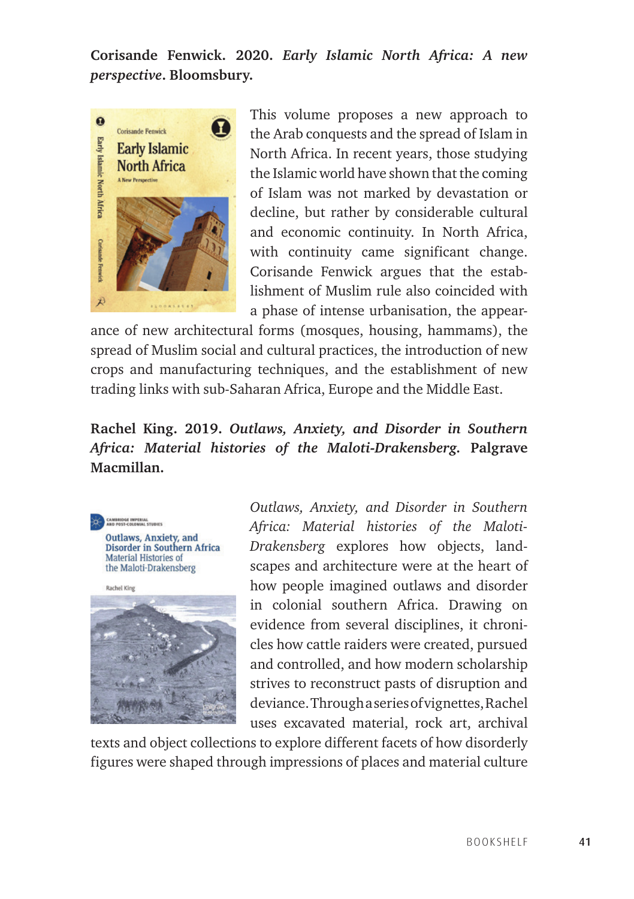**Corisande Fenwick. 2020. *Early Islamic North Africa: A new perspective*. Bloomsbury.**

This volume proposes a new approach to the Arab conquests and the spread of Islam in North Africa. In recent years, those studying the Islamic world have shown that the coming of Islam was not marked by devastation or decline, but rather by considerable cultural and economic continuity. In North Africa, with continuity came significant change. Corisande Fenwick argues that the establishment of Muslim rule also coincided with a phase of intense urbanisation, the appearance of new architectural forms (mosques, housing, hammams), the spread of Muslim social and cultural practices, the introduction of new crops and manufacturing techniques, and the establishment of new trading links with sub-Saharan Africa, Europe and the Middle East.

**Rachel King. 2019. *Outlaws, Anxiety, and Disorder in Southern Africa: Material histories of the Maloti-Drakensberg*. Palgrave Macmillan.**

*Outlaws, Anxiety, and Disorder in Southern Africa: Material histories of the Maloti-Drakensberg* explores how objects, landscapes and architecture were at the heart of how people imagined outlaws and disorder in colonial southern Africa. Drawing on evidence from several disciplines, it chronicles how cattle raiders were created, pursued and controlled, and how modern scholarship strives to reconstruct pasts of disruption and deviance. Through a series of vignettes, Rachel uses excavated material, rock art, archival texts and object collections to explore different facets of how disorderly figures were shaped through impressions of places and material culture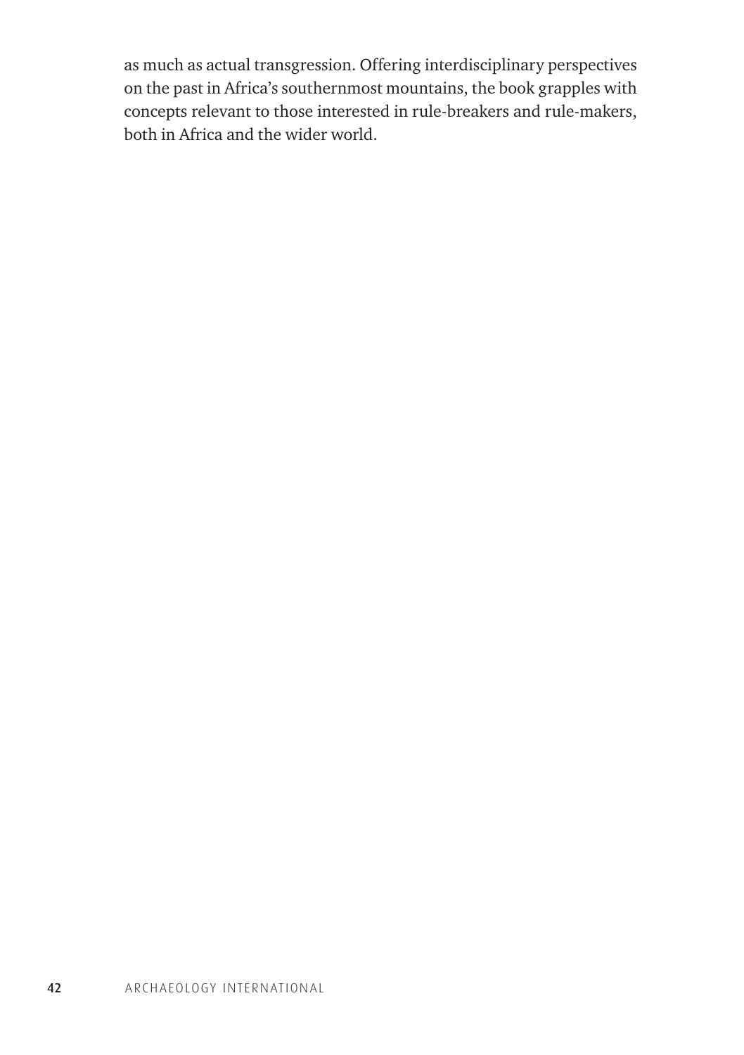as much as actual transgression. Offering interdisciplinary perspectives on the past in Africa's southernmost mountains, the book grapples with concepts relevant to those interested in rule-breakers and rule-makers, both in Africa and the wider world.